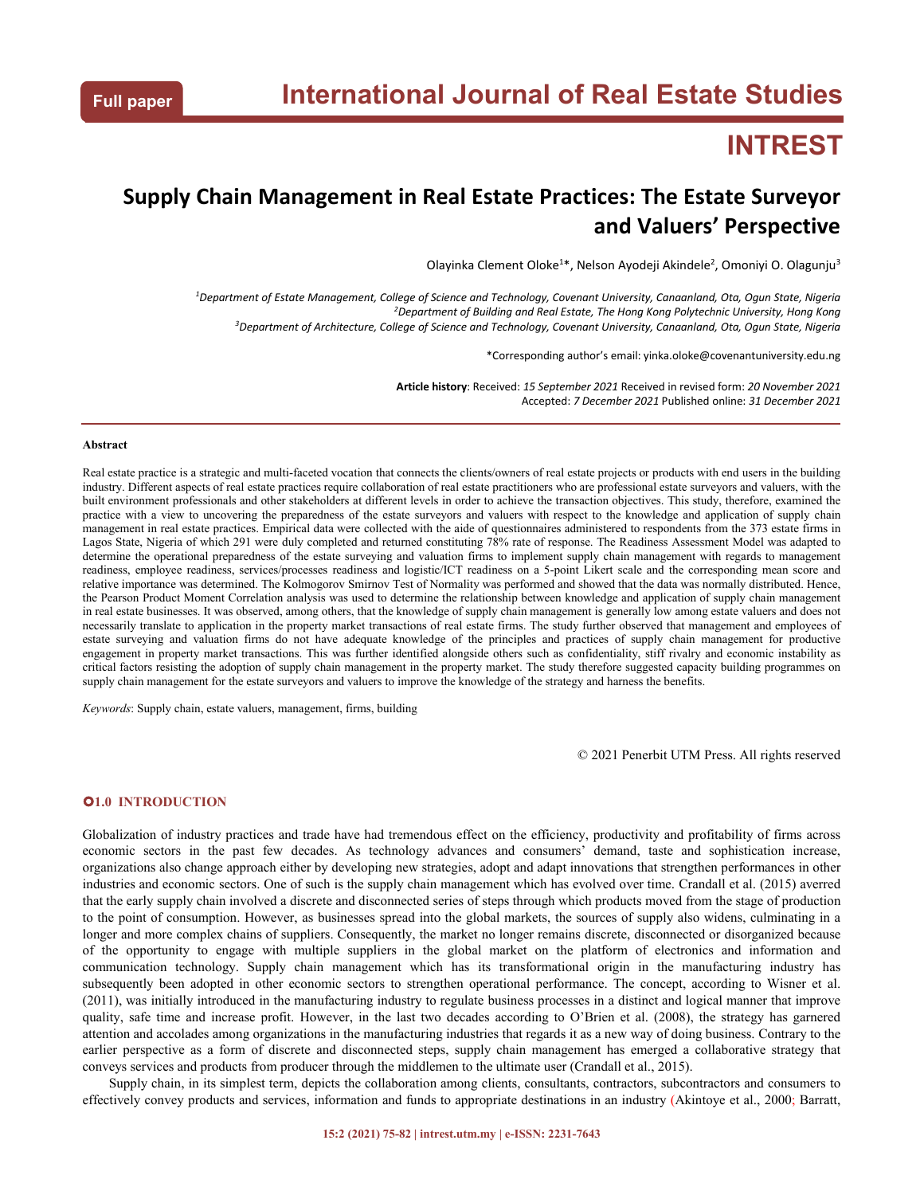Full paper

# International Journal of Real Estate Studies

# INTREST

## Supply Chain Management in Real Estate Practices: The Estate Surveyor and Valuers' Perspective

Olayinka Clement Oloke[1]*, Nelson Ayodeji Akindele[2], Omoniyi O. Olagunju[3]

[1]*Department of Estate Management, College of Science and Technology, Covenant University, Canaanland, Ota, Ogun State, Nigeria*
[2]*Department of Building and Real Estate, The Hong Kong Polytechnic University, Hong Kong*
[3]*Department of Architecture, College of Science and Technology, Covenant University, Canaanland, Ota, Ogun State, Nigeria*

*Corresponding author's email: yinka.oloke@covenantuniversity.edu.ng

**Article history**: Received: *15 September 2021* Received in revised form: *20 November 2021* Accepted: *7 December 2021* Published online: *31 December 2021*

**Abstract**

Real estate practice is a strategic and multi-faceted vocation that connects the clients/owners of real estate projects or products with end users in the building industry. Different aspects of real estate practices require collaboration of real estate practitioners who are professional estate surveyors and valuers, with the built environment professionals and other stakeholders at different levels in order to achieve the transaction objectives. This study, therefore, examined the practice with a view to uncovering the preparedness of the estate surveyors and valuers with respect to the knowledge and application of supply chain management in real estate practices. Empirical data were collected with the aide of questionnaires administered to respondents from the 373 estate firms in Lagos State, Nigeria of which 291 were duly completed and returned constituting 78% rate of response. The Readiness Assessment Model was adapted to determine the operational preparedness of the estate surveying and valuation firms to implement supply chain management with regards to management readiness, employee readiness, services/processes readiness and logistic/ICT readiness on a 5-point Likert scale and the corresponding mean score and relative importance was determined. The Kolmogorov Smirnov Test of Normality was performed and showed that the data was normally distributed. Hence, the Pearson Product Moment Correlation analysis was used to determine the relationship between knowledge and application of supply chain management in real estate businesses. It was observed, among others, that the knowledge of supply chain management is generally low among estate valuers and does not necessarily translate to application in the property market transactions of real estate firms. The study further observed that management and employees of estate surveying and valuation firms do not have adequate knowledge of the principles and practices of supply chain management for productive engagement in property market transactions. This was further identified alongside others such as confidentiality, stiff rivalry and economic instability as critical factors resisting the adoption of supply chain management in the property market. The study therefore suggested capacity building programmes on supply chain management for the estate surveyors and valuers to improve the knowledge of the strategy and harness the benefits.

*Keywords*: Supply chain, estate valuers, management, firms, building

© 2021 Penerbit UTM Press. All rights reserved

## 1.0 INTRODUCTION

Globalization of industry practices and trade have had tremendous effect on the efficiency, productivity and profitability of firms across economic sectors in the past few decades. As technology advances and consumers' demand, taste and sophistication increase, organizations also change approach either by developing new strategies, adopt and adapt innovations that strengthen performances in other industries and economic sectors. One of such is the supply chain management which has evolved over time. Crandall et al. (2015) averred that the early supply chain involved a discrete and disconnected series of steps through which products moved from the stage of production to the point of consumption. However, as businesses spread into the global markets, the sources of supply also widens, culminating in a longer and more complex chains of suppliers. Consequently, the market no longer remains discrete, disconnected or disorganized because of the opportunity to engage with multiple suppliers in the global market on the platform of electronics and information and communication technology. Supply chain management which has its transformational origin in the manufacturing industry has subsequently been adopted in other economic sectors to strengthen operational performance. The concept, according to Wisner et al. (2011), was initially introduced in the manufacturing industry to regulate business processes in a distinct and logical manner that improve quality, safe time and increase profit. However, in the last two decades according to O'Brien et al. (2008), the strategy has garnered attention and accolades among organizations in the manufacturing industries that regards it as a new way of doing business. Contrary to the earlier perspective as a form of discrete and disconnected steps, supply chain management has emerged a collaborative strategy that conveys services and products from producer through the middlemen to the ultimate user (Crandall et al., 2015).

Supply chain, in its simplest term, depicts the collaboration among clients, consultants, contractors, subcontractors and consumers to effectively convey products and services, information and funds to appropriate destinations in an industry (Akintoye et al., 2000; Barratt,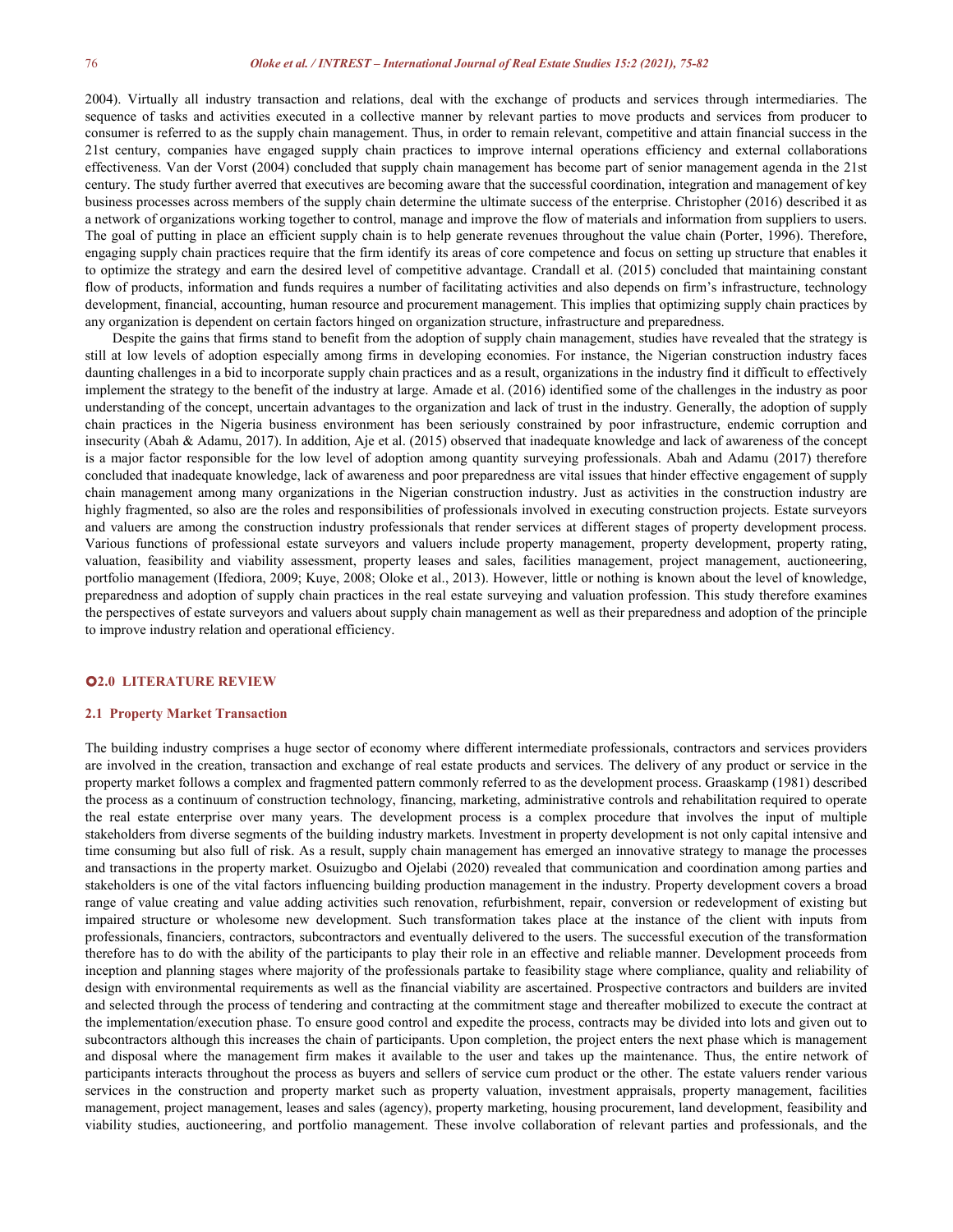2004). Virtually all industry transaction and relations, deal with the exchange of products and services through intermediaries. The sequence of tasks and activities executed in a collective manner by relevant parties to move products and services from producer to consumer is referred to as the supply chain management. Thus, in order to remain relevant, competitive and attain financial success in the 21st century, companies have engaged supply chain practices to improve internal operations efficiency and external collaborations effectiveness. Van der Vorst (2004) concluded that supply chain management has become part of senior management agenda in the 21st century. The study further averred that executives are becoming aware that the successful coordination, integration and management of key business processes across members of the supply chain determine the ultimate success of the enterprise. Christopher (2016) described it as a network of organizations working together to control, manage and improve the flow of materials and information from suppliers to users. The goal of putting in place an efficient supply chain is to help generate revenues throughout the value chain (Porter, 1996). Therefore, engaging supply chain practices require that the firm identify its areas of core competence and focus on setting up structure that enables it to optimize the strategy and earn the desired level of competitive advantage. Crandall et al. (2015) concluded that maintaining constant flow of products, information and funds requires a number of facilitating activities and also depends on firm's infrastructure, technology development, financial, accounting, human resource and procurement management. This implies that optimizing supply chain practices by any organization is dependent on certain factors hinged on organization structure, infrastructure and preparedness.

Despite the gains that firms stand to benefit from the adoption of supply chain management, studies have revealed that the strategy is still at low levels of adoption especially among firms in developing economies. For instance, the Nigerian construction industry faces daunting challenges in a bid to incorporate supply chain practices and as a result, organizations in the industry find it difficult to effectively implement the strategy to the benefit of the industry at large. Amade et al. (2016) identified some of the challenges in the industry as poor understanding of the concept, uncertain advantages to the organization and lack of trust in the industry. Generally, the adoption of supply chain practices in the Nigeria business environment has been seriously constrained by poor infrastructure, endemic corruption and insecurity (Abah & Adamu, 2017). In addition, Aje et al. (2015) observed that inadequate knowledge and lack of awareness of the concept is a major factor responsible for the low level of adoption among quantity surveying professionals. Abah and Adamu (2017) therefore concluded that inadequate knowledge, lack of awareness and poor preparedness are vital issues that hinder effective engagement of supply chain management among many organizations in the Nigerian construction industry. Just as activities in the construction industry are highly fragmented, so also are the roles and responsibilities of professionals involved in executing construction projects. Estate surveyors and valuers are among the construction industry professionals that render services at different stages of property development process. Various functions of professional estate surveyors and valuers include property management, property development, property rating, valuation, feasibility and viability assessment, property leases and sales, facilities management, project management, auctioneering, portfolio management (Ifediora, 2009; Kuye, 2008; Oloke et al., 2013). However, little or nothing is known about the level of knowledge, preparedness and adoption of supply chain practices in the real estate surveying and valuation profession. This study therefore examines the perspectives of estate surveyors and valuers about supply chain management as well as their preparedness and adoption of the principle to improve industry relation and operational efficiency.

## 2.0 LITERATURE REVIEW

### 2.1 Property Market Transaction

The building industry comprises a huge sector of economy where different intermediate professionals, contractors and services providers are involved in the creation, transaction and exchange of real estate products and services. The delivery of any product or service in the property market follows a complex and fragmented pattern commonly referred to as the development process. Graaskamp (1981) described the process as a continuum of construction technology, financing, marketing, administrative controls and rehabilitation required to operate the real estate enterprise over many years. The development process is a complex procedure that involves the input of multiple stakeholders from diverse segments of the building industry markets. Investment in property development is not only capital intensive and time consuming but also full of risk. As a result, supply chain management has emerged an innovative strategy to manage the processes and transactions in the property market. Osuizugbo and Ojelabi (2020) revealed that communication and coordination among parties and stakeholders is one of the vital factors influencing building production management in the industry. Property development covers a broad range of value creating and value adding activities such renovation, refurbishment, repair, conversion or redevelopment of existing but impaired structure or wholesome new development. Such transformation takes place at the instance of the client with inputs from professionals, financiers, contractors, subcontractors and eventually delivered to the users. The successful execution of the transformation therefore has to do with the ability of the participants to play their role in an effective and reliable manner. Development proceeds from inception and planning stages where majority of the professionals partake to feasibility stage where compliance, quality and reliability of design with environmental requirements as well as the financial viability are ascertained. Prospective contractors and builders are invited and selected through the process of tendering and contracting at the commitment stage and thereafter mobilized to execute the contract at the implementation/execution phase. To ensure good control and expedite the process, contracts may be divided into lots and given out to subcontractors although this increases the chain of participants. Upon completion, the project enters the next phase which is management and disposal where the management firm makes it available to the user and takes up the maintenance. Thus, the entire network of participants interacts throughout the process as buyers and sellers of service cum product or the other. The estate valuers render various services in the construction and property market such as property valuation, investment appraisals, property management, facilities management, project management, leases and sales (agency), property marketing, housing procurement, land development, feasibility and viability studies, auctioneering, and portfolio management. These involve collaboration of relevant parties and professionals, and the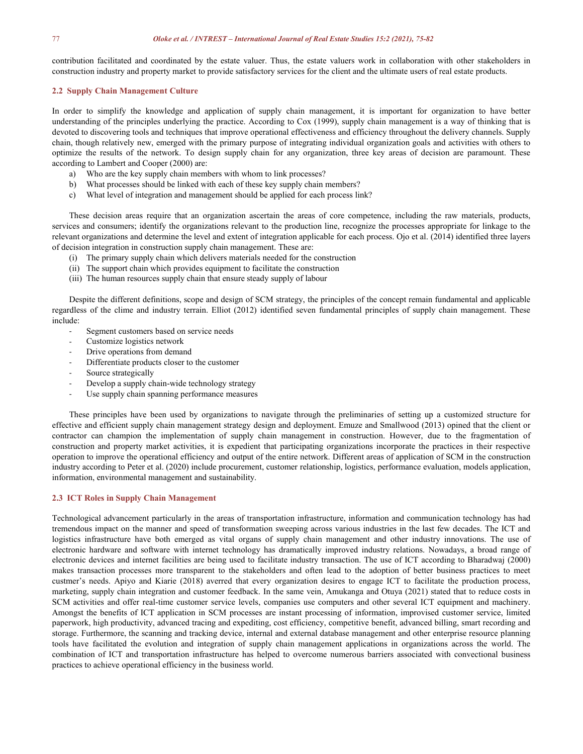contribution facilitated and coordinated by the estate valuer. Thus, the estate valuers work in collaboration with other stakeholders in construction industry and property market to provide satisfactory services for the client and the ultimate users of real estate products.

### 2.2 Supply Chain Management Culture

In order to simplify the knowledge and application of supply chain management, it is important for organization to have better understanding of the principles underlying the practice. According to Cox (1999), supply chain management is a way of thinking that is devoted to discovering tools and techniques that improve operational effectiveness and efficiency throughout the delivery channels. Supply chain, though relatively new, emerged with the primary purpose of integrating individual organization goals and activities with others to optimize the results of the network. To design supply chain for any organization, three key areas of decision are paramount. These according to Lambert and Cooper (2000) are:

a) Who are the key supply chain members with whom to link processes?
b) What processes should be linked with each of these key supply chain members?
c) What level of integration and management should be applied for each process link?

These decision areas require that an organization ascertain the areas of core competence, including the raw materials, products, services and consumers; identify the organizations relevant to the production line, recognize the processes appropriate for linkage to the relevant organizations and determine the level and extent of integration applicable for each process. Ojo et al. (2014) identified three layers of decision integration in construction supply chain management. These are:

(i) The primary supply chain which delivers materials needed for the construction
(ii) The support chain which provides equipment to facilitate the construction
(iii) The human resources supply chain that ensure steady supply of labour

Despite the different definitions, scope and design of SCM strategy, the principles of the concept remain fundamental and applicable regardless of the clime and industry terrain. Elliot (2012) identified seven fundamental principles of supply chain management. These include:

- Segment customers based on service needs
- Customize logistics network
- Drive operations from demand
- Differentiate products closer to the customer
- Source strategically
- Develop a supply chain-wide technology strategy
- Use supply chain spanning performance measures

These principles have been used by organizations to navigate through the preliminaries of setting up a customized structure for effective and efficient supply chain management strategy design and deployment. Emuze and Smallwood (2013) opined that the client or contractor can champion the implementation of supply chain management in construction. However, due to the fragmentation of construction and property market activities, it is expedient that participating organizations incorporate the practices in their respective operation to improve the operational efficiency and output of the entire network. Different areas of application of SCM in the construction industry according to Peter et al. (2020) include procurement, customer relationship, logistics, performance evaluation, models application, information, environmental management and sustainability.

### 2.3 ICT Roles in Supply Chain Management

Technological advancement particularly in the areas of transportation infrastructure, information and communication technology has had tremendous impact on the manner and speed of transformation sweeping across various industries in the last few decades. The ICT and logistics infrastructure have both emerged as vital organs of supply chain management and other industry innovations. The use of electronic hardware and software with internet technology has dramatically improved industry relations. Nowadays, a broad range of electronic devices and internet facilities are being used to facilitate industry transaction. The use of ICT according to Bharadwaj (2000) makes transaction processes more transparent to the stakeholders and often lead to the adoption of better business practices to meet custmer's needs. Apiyo and Kiarie (2018) averred that every organization desires to engage ICT to facilitate the production process, marketing, supply chain integration and customer feedback. In the same vein, Amukanga and Otuya (2021) stated that to reduce costs in SCM activities and offer real-time customer service levels, companies use computers and other several ICT equipment and machinery. Amongst the benefits of ICT application in SCM processes are instant processing of information, improvised customer service, limited paperwork, high productivity, advanced tracing and expediting, cost efficiency, competitive benefit, advanced billing, smart recording and storage. Furthermore, the scanning and tracking device, internal and external database management and other enterprise resource planning tools have facilitated the evolution and integration of supply chain management applications in organizations across the world. The combination of ICT and transportation infrastructure has helped to overcome numerous barriers associated with convectional business practices to achieve operational efficiency in the business world.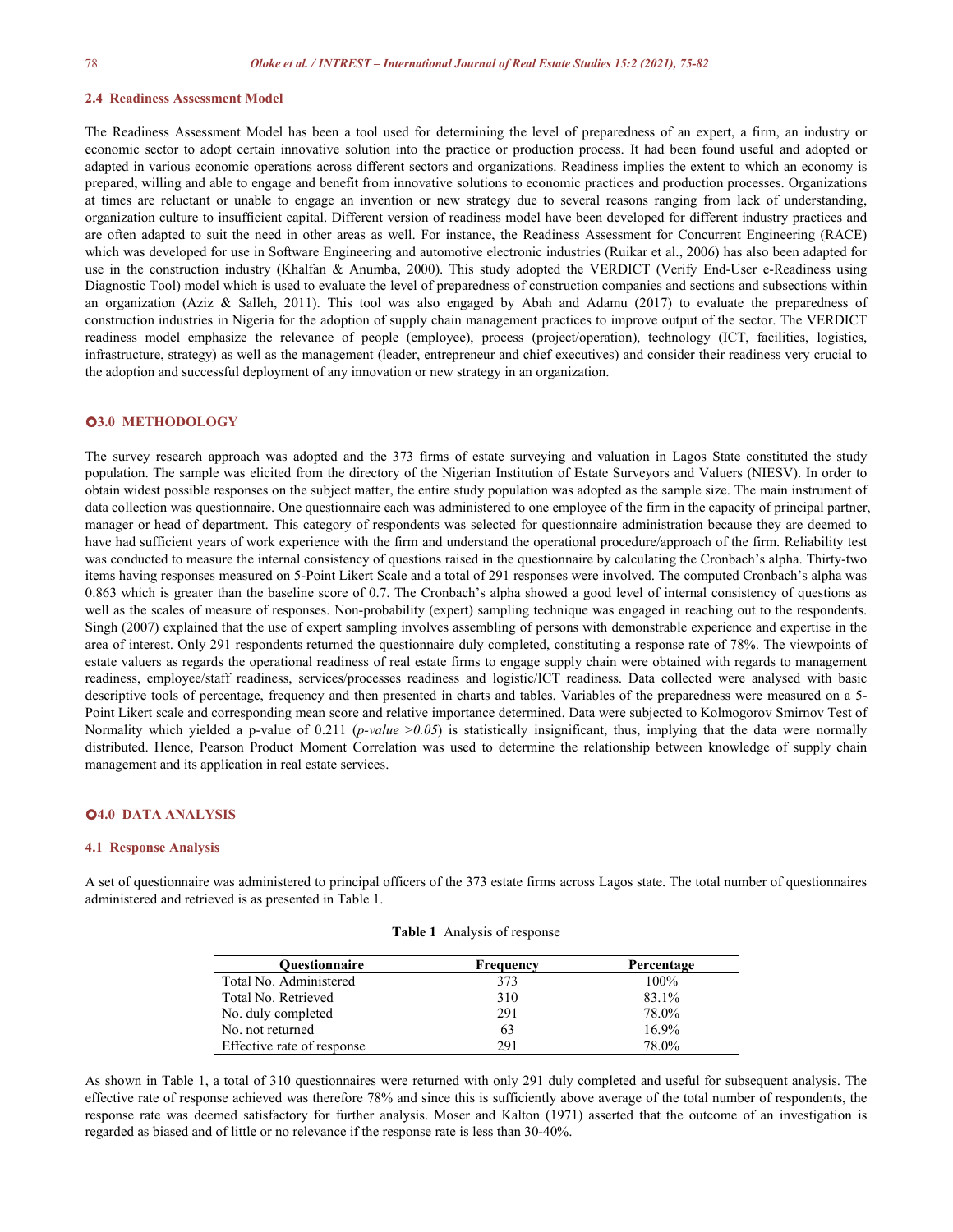## 2.4 Readiness Assessment Model

The Readiness Assessment Model has been a tool used for determining the level of preparedness of an expert, a firm, an industry or economic sector to adopt certain innovative solution into the practice or production process. It had been found useful and adopted or adapted in various economic operations across different sectors and organizations. Readiness implies the extent to which an economy is prepared, willing and able to engage and benefit from innovative solutions to economic practices and production processes. Organizations at times are reluctant or unable to engage an invention or new strategy due to several reasons ranging from lack of understanding, organization culture to insufficient capital. Different version of readiness model have been developed for different industry practices and are often adapted to suit the need in other areas as well. For instance, the Readiness Assessment for Concurrent Engineering (RACE) which was developed for use in Software Engineering and automotive electronic industries (Ruikar et al., 2006) has also been adapted for use in the construction industry (Khalfan & Anumba, 2000). This study adopted the VERDICT (Verify End-User e-Readiness using Diagnostic Tool) model which is used to evaluate the level of preparedness of construction companies and sections and subsections within an organization (Aziz & Salleh, 2011). This tool was also engaged by Abah and Adamu (2017) to evaluate the preparedness of construction industries in Nigeria for the adoption of supply chain management practices to improve output of the sector. The VERDICT readiness model emphasize the relevance of people (employee), process (project/operation), technology (ICT, facilities, logistics, infrastructure, strategy) as well as the management (leader, entrepreneur and chief executives) and consider their readiness very crucial to the adoption and successful deployment of any innovation or new strategy in an organization.

# 3.0 METHODOLOGY

The survey research approach was adopted and the 373 firms of estate surveying and valuation in Lagos State constituted the study population. The sample was elicited from the directory of the Nigerian Institution of Estate Surveyors and Valuers (NIESV). In order to obtain widest possible responses on the subject matter, the entire study population was adopted as the sample size. The main instrument of data collection was questionnaire. One questionnaire each was administered to one employee of the firm in the capacity of principal partner, manager or head of department. This category of respondents was selected for questionnaire administration because they are deemed to have had sufficient years of work experience with the firm and understand the operational procedure/approach of the firm. Reliability test was conducted to measure the internal consistency of questions raised in the questionnaire by calculating the Cronbach's alpha. Thirty-two items having responses measured on 5-Point Likert Scale and a total of 291 responses were involved. The computed Cronbach's alpha was 0.863 which is greater than the baseline score of 0.7. The Cronbach's alpha showed a good level of internal consistency of questions as well as the scales of measure of responses. Non-probability (expert) sampling technique was engaged in reaching out to the respondents. Singh (2007) explained that the use of expert sampling involves assembling of persons with demonstrable experience and expertise in the area of interest. Only 291 respondents returned the questionnaire duly completed, constituting a response rate of 78%. The viewpoints of estate valuers as regards the operational readiness of real estate firms to engage supply chain were obtained with regards to management readiness, employee/staff readiness, services/processes readiness and logistic/ICT readiness. Data collected were analysed with basic descriptive tools of percentage, frequency and then presented in charts and tables. Variables of the preparedness were measured on a 5-Point Likert scale and corresponding mean score and relative importance determined. Data were subjected to Kolmogorov Smirnov Test of Normality which yielded a p-value of 0.211 (*p-value >0.05*) is statistically insignificant, thus, implying that the data were normally distributed. Hence, Pearson Product Moment Correlation was used to determine the relationship between knowledge of supply chain management and its application in real estate services.

# 4.0 DATA ANALYSIS

## 4.1 Response Analysis

A set of questionnaire was administered to principal officers of the 373 estate firms across Lagos state. The total number of questionnaires administered and retrieved is as presented in Table 1.

**Table 1** Analysis of response

| Questionnaire | Frequency | Percentage |
|---|---|---|
| Total No. Administered | 373 | 100% |
| Total No. Retrieved | 310 | 83.1% |
| No. duly completed | 291 | 78.0% |
| No. not returned | 63 | 16.9% |
| Effective rate of response | 291 | 78.0% |

As shown in Table 1, a total of 310 questionnaires were returned with only 291 duly completed and useful for subsequent analysis. The effective rate of response achieved was therefore 78% and since this is sufficiently above average of the total number of respondents, the response rate was deemed satisfactory for further analysis. Moser and Kalton (1971) asserted that the outcome of an investigation is regarded as biased and of little or no relevance if the response rate is less than 30-40%.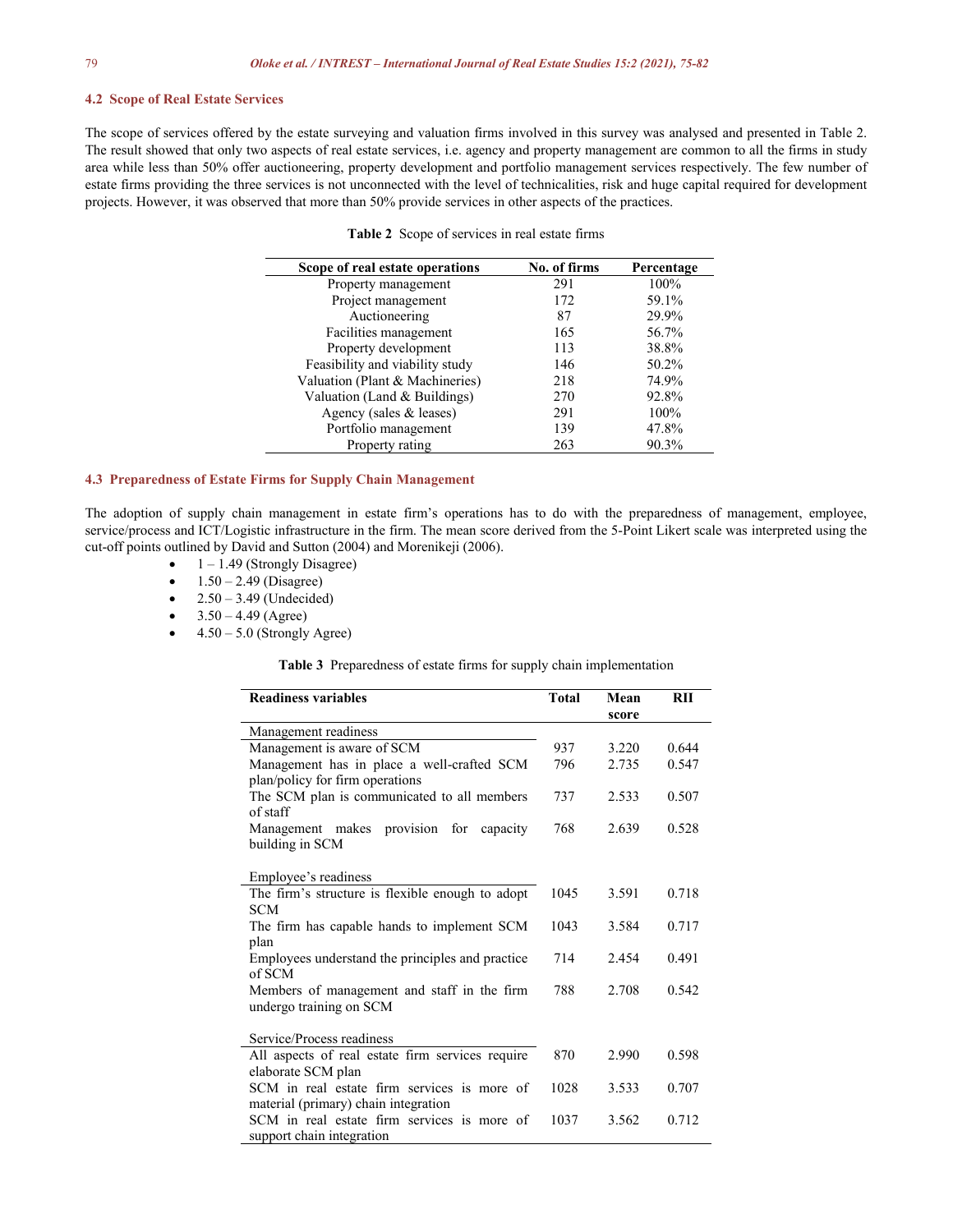### 4.2 Scope of Real Estate Services

The scope of services offered by the estate surveying and valuation firms involved in this survey was analysed and presented in Table 2. The result showed that only two aspects of real estate services, i.e. agency and property management are common to all the firms in study area while less than 50% offer auctioneering, property development and portfolio management services respectively. The few number of estate firms providing the three services is not unconnected with the level of technicalities, risk and huge capital required for development projects. However, it was observed that more than 50% provide services in other aspects of the practices.

**Table 2** Scope of services in real estate firms

| Scope of real estate operations | No. of firms | Percentage |
|---|---|---|
| Property management | 291 | 100% |
| Project management | 172 | 59.1% |
| Auctioneering | 87 | 29.9% |
| Facilities management | 165 | 56.7% |
| Property development | 113 | 38.8% |
| Feasibility and viability study | 146 | 50.2% |
| Valuation (Plant & Machineries) | 218 | 74.9% |
| Valuation (Land & Buildings) | 270 | 92.8% |
| Agency (sales & leases) | 291 | 100% |
| Portfolio management | 139 | 47.8% |
| Property rating | 263 | 90.3% |

### 4.3 Preparedness of Estate Firms for Supply Chain Management

The adoption of supply chain management in estate firm's operations has to do with the preparedness of management, employee, service/process and ICT/Logistic infrastructure in the firm. The mean score derived from the 5-Point Likert scale was interpreted using the cut-off points outlined by David and Sutton (2004) and Morenikeji (2006).

- 1 – 1.49 (Strongly Disagree)
- 1.50 – 2.49 (Disagree)
- 2.50 – 3.49 (Undecided)
- 3.50 – 4.49 (Agree)
- 4.50 – 5.0 (Strongly Agree)

**Table 3** Preparedness of estate firms for supply chain implementation

| Readiness variables | Total | Mean score | RII |
|---|---|---|---|
| Management readiness | | | |
| Management is aware of SCM | 937 | 3.220 | 0.644 |
| Management has in place a well-crafted SCM plan/policy for firm operations | 796 | 2.735 | 0.547 |
| The SCM plan is communicated to all members of staff | 737 | 2.533 | 0.507 |
| Management makes provision for capacity building in SCM | 768 | 2.639 | 0.528 |
| Employee's readiness | | | |
| The firm's structure is flexible enough to adopt SCM | 1045 | 3.591 | 0.718 |
| The firm has capable hands to implement SCM plan | 1043 | 3.584 | 0.717 |
| Employees understand the principles and practice of SCM | 714 | 2.454 | 0.491 |
| Members of management and staff in the firm undergo training on SCM | 788 | 2.708 | 0.542 |
| Service/Process readiness | | | |
| All aspects of real estate firm services require elaborate SCM plan | 870 | 2.990 | 0.598 |
| SCM in real estate firm services is more of material (primary) chain integration | 1028 | 3.533 | 0.707 |
| SCM in real estate firm services is more of support chain integration | 1037 | 3.562 | 0.712 |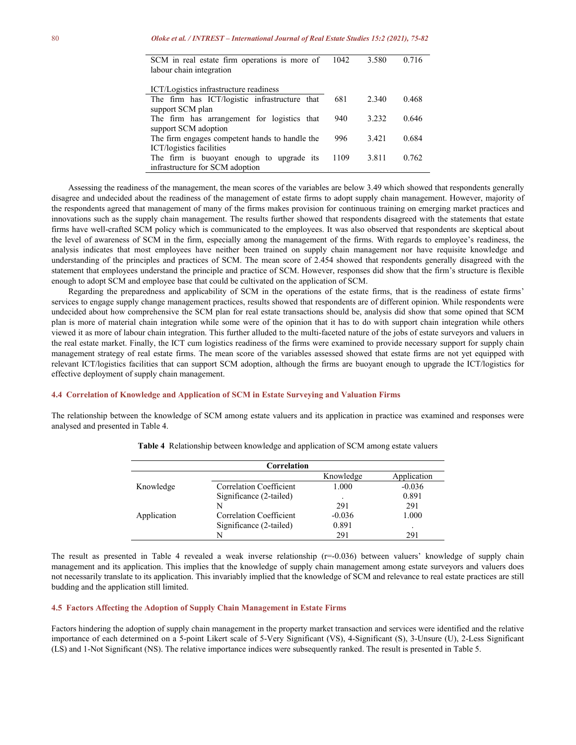| | | | |
|---|---|---|---|
| SCM in real estate firm operations is more of labour chain integration | 1042 | 3.580 | 0.716 |
| ICT/Logistics infrastructure readiness | | | |
| The firm has ICT/logistic infrastructure that support SCM plan | 681 | 2.340 | 0.468 |
| The firm has arrangement for logistics that support SCM adoption | 940 | 3.232 | 0.646 |
| The firm engages competent hands to handle the ICT/logistics facilities | 996 | 3.421 | 0.684 |
| The firm is buoyant enough to upgrade its infrastructure for SCM adoption | 1109 | 3.811 | 0.762 |

Assessing the readiness of the management, the mean scores of the variables are below 3.49 which showed that respondents generally disagree and undecided about the readiness of the management of estate firms to adopt supply chain management. However, majority of the respondents agreed that management of many of the firms makes provision for continuous training on emerging market practices and innovations such as the supply chain management. The results further showed that respondents disagreed with the statements that estate firms have well-crafted SCM policy which is communicated to the employees. It was also observed that respondents are skeptical about the level of awareness of SCM in the firm, especially among the management of the firms. With regards to employee's readiness, the analysis indicates that most employees have neither been trained on supply chain management nor have requisite knowledge and understanding of the principles and practices of SCM. The mean score of 2.454 showed that respondents generally disagreed with the statement that employees understand the principle and practice of SCM. However, responses did show that the firm's structure is flexible enough to adopt SCM and employee base that could be cultivated on the application of SCM.

Regarding the preparedness and applicability of SCM in the operations of the estate firms, that is the readiness of estate firms' services to engage supply change management practices, results showed that respondents are of different opinion. While respondents were undecided about how comprehensive the SCM plan for real estate transactions should be, analysis did show that some opined that SCM plan is more of material chain integration while some were of the opinion that it has to do with support chain integration while others viewed it as more of labour chain integration. This further alluded to the multi-faceted nature of the jobs of estate surveyors and valuers in the real estate market. Finally, the ICT cum logistics readiness of the firms were examined to provide necessary support for supply chain management strategy of real estate firms. The mean score of the variables assessed showed that estate firms are not yet equipped with relevant ICT/logistics facilities that can support SCM adoption, although the firms are buoyant enough to upgrade the ICT/logistics for effective deployment of supply chain management.

### 4.4 Correlation of Knowledge and Application of SCM in Estate Surveying and Valuation Firms

The relationship between the knowledge of SCM among estate valuers and its application in practice was examined and responses were analysed and presented in Table 4.

**Table 4** Relationship between knowledge and application of SCM among estate valuers

| Correlation | | | |
|---|---|---|---|
| | | Knowledge | Application |
| Knowledge | Correlation Coefficient | 1.000 | -0.036 |
| | Significance (2-tailed) | . | 0.891 |
| | N | 291 | 291 |
| Application | Correlation Coefficient | -0.036 | 1.000 |
| | Significance (2-tailed) | 0.891 | . |
| | N | 291 | 291 |

The result as presented in Table 4 revealed a weak inverse relationship ($r=-0.036$) between valuers' knowledge of supply chain management and its application. This implies that the knowledge of supply chain management among estate surveyors and valuers does not necessarily translate to its application. This invariably implied that the knowledge of SCM and relevance to real estate practices are still budding and the application still limited.

### 4.5 Factors Affecting the Adoption of Supply Chain Management in Estate Firms

Factors hindering the adoption of supply chain management in the property market transaction and services were identified and the relative importance of each determined on a 5-point Likert scale of 5-Very Significant (VS), 4-Significant (S), 3-Unsure (U), 2-Less Significant (LS) and 1-Not Significant (NS). The relative importance indices were subsequently ranked. The result is presented in Table 5.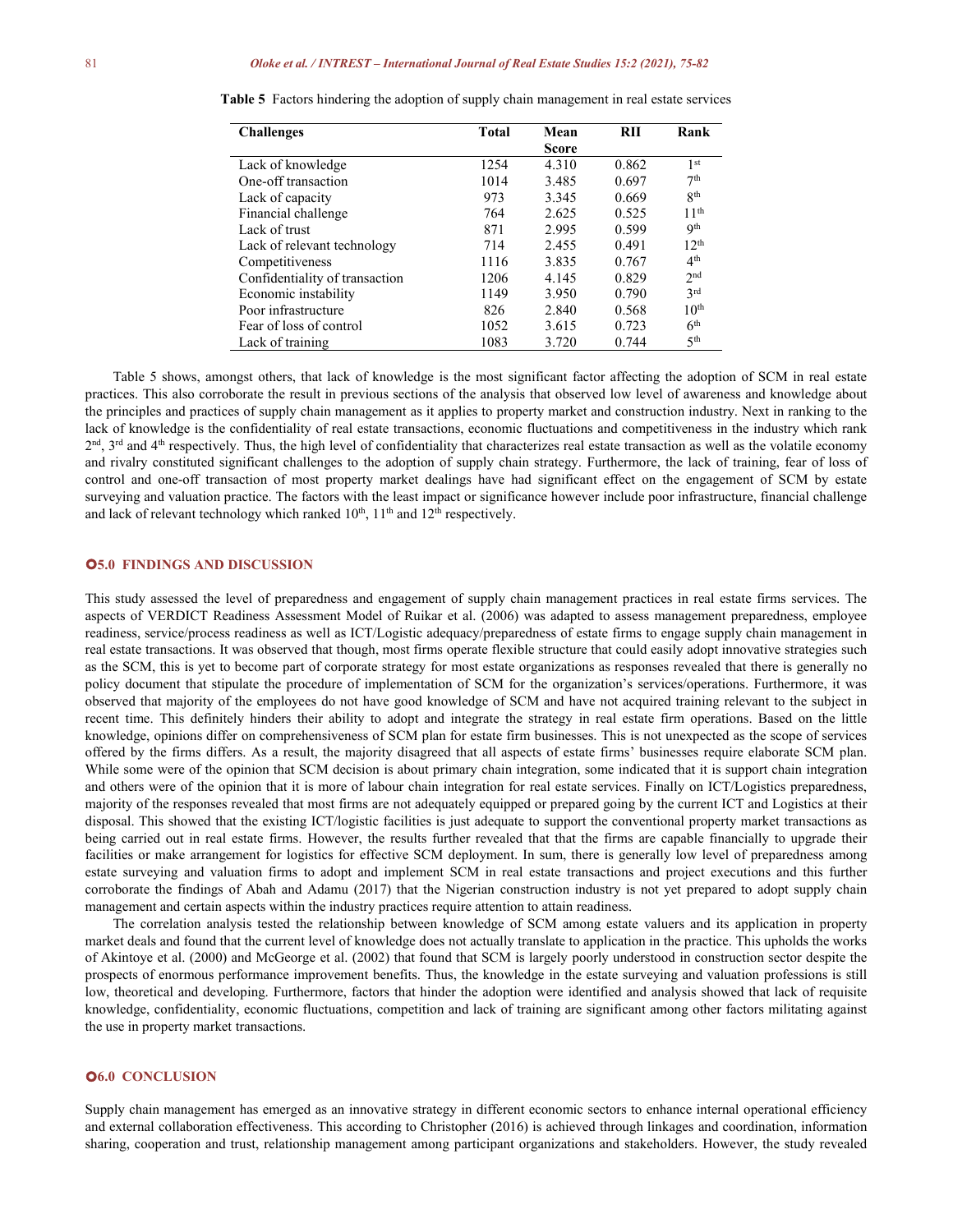**Table 5** Factors hindering the adoption of supply chain management in real estate services

| Challenges | Total | Mean Score | RII | Rank |
|---|---|---|---|---|
| Lack of knowledge | 1254 | 4.310 | 0.862 | 1st |
| One-off transaction | 1014 | 3.485 | 0.697 | 7th |
| Lack of capacity | 973 | 3.345 | 0.669 | 8th |
| Financial challenge | 764 | 2.625 | 0.525 | 11th |
| Lack of trust | 871 | 2.995 | 0.599 | 9th |
| Lack of relevant technology | 714 | 2.455 | 0.491 | 12th |
| Competitiveness | 1116 | 3.835 | 0.767 | 4th |
| Confidentiality of transaction | 1206 | 4.145 | 0.829 | 2nd |
| Economic instability | 1149 | 3.950 | 0.790 | 3rd |
| Poor infrastructure | 826 | 2.840 | 0.568 | 10th |
| Fear of loss of control | 1052 | 3.615 | 0.723 | 6th |
| Lack of training | 1083 | 3.720 | 0.744 | 5th |

Table 5 shows, amongst others, that lack of knowledge is the most significant factor affecting the adoption of SCM in real estate practices. This also corroborate the result in previous sections of the analysis that observed low level of awareness and knowledge about the principles and practices of supply chain management as it applies to property market and construction industry. Next in ranking to the lack of knowledge is the confidentiality of real estate transactions, economic fluctuations and competitiveness in the industry which rank 2nd, 3rd and 4th respectively. Thus, the high level of confidentiality that characterizes real estate transaction as well as the volatile economy and rivalry constituted significant challenges to the adoption of supply chain strategy. Furthermore, the lack of training, fear of loss of control and one-off transaction of most property market dealings have had significant effect on the engagement of SCM by estate surveying and valuation practice. The factors with the least impact or significance however include poor infrastructure, financial challenge and lack of relevant technology which ranked 10th, 11th and 12th respectively.

## 5.0 FINDINGS AND DISCUSSION

This study assessed the level of preparedness and engagement of supply chain management practices in real estate firms services. The aspects of VERDICT Readiness Assessment Model of Ruikar et al. (2006) was adapted to assess management preparedness, employee readiness, service/process readiness as well as ICT/Logistic adequacy/preparedness of estate firms to engage supply chain management in real estate transactions. It was observed that though, most firms operate flexible structure that could easily adopt innovative strategies such as the SCM, this is yet to become part of corporate strategy for most estate organizations as responses revealed that there is generally no policy document that stipulate the procedure of implementation of SCM for the organization's services/operations. Furthermore, it was observed that majority of the employees do not have good knowledge of SCM and have not acquired training relevant to the subject in recent time. This definitely hinders their ability to adopt and integrate the strategy in real estate firm operations. Based on the little knowledge, opinions differ on comprehensiveness of SCM plan for estate firm businesses. This is not unexpected as the scope of services offered by the firms differs. As a result, the majority disagreed that all aspects of estate firms' businesses require elaborate SCM plan. While some were of the opinion that SCM decision is about primary chain integration, some indicated that it is support chain integration and others were of the opinion that it is more of labour chain integration for real estate services. Finally on ICT/Logistics preparedness, majority of the responses revealed that most firms are not adequately equipped or prepared going by the current ICT and Logistics at their disposal. This showed that the existing ICT/logistic facilities is just adequate to support the conventional property market transactions as being carried out in real estate firms. However, the results further revealed that that the firms are capable financially to upgrade their facilities or make arrangement for logistics for effective SCM deployment. In sum, there is generally low level of preparedness among estate surveying and valuation firms to adopt and implement SCM in real estate transactions and project executions and this further corroborate the findings of Abah and Adamu (2017) that the Nigerian construction industry is not yet prepared to adopt supply chain management and certain aspects within the industry practices require attention to attain readiness.

The correlation analysis tested the relationship between knowledge of SCM among estate valuers and its application in property market deals and found that the current level of knowledge does not actually translate to application in the practice. This upholds the works of Akintoye et al. (2000) and McGeorge et al. (2002) that found that SCM is largely poorly understood in construction sector despite the prospects of enormous performance improvement benefits. Thus, the knowledge in the estate surveying and valuation professions is still low, theoretical and developing. Furthermore, factors that hinder the adoption were identified and analysis showed that lack of requisite knowledge, confidentiality, economic fluctuations, competition and lack of training are significant among other factors militating against the use in property market transactions.

## 6.0 CONCLUSION

Supply chain management has emerged as an innovative strategy in different economic sectors to enhance internal operational efficiency and external collaboration effectiveness. This according to Christopher (2016) is achieved through linkages and coordination, information sharing, cooperation and trust, relationship management among participant organizations and stakeholders. However, the study revealed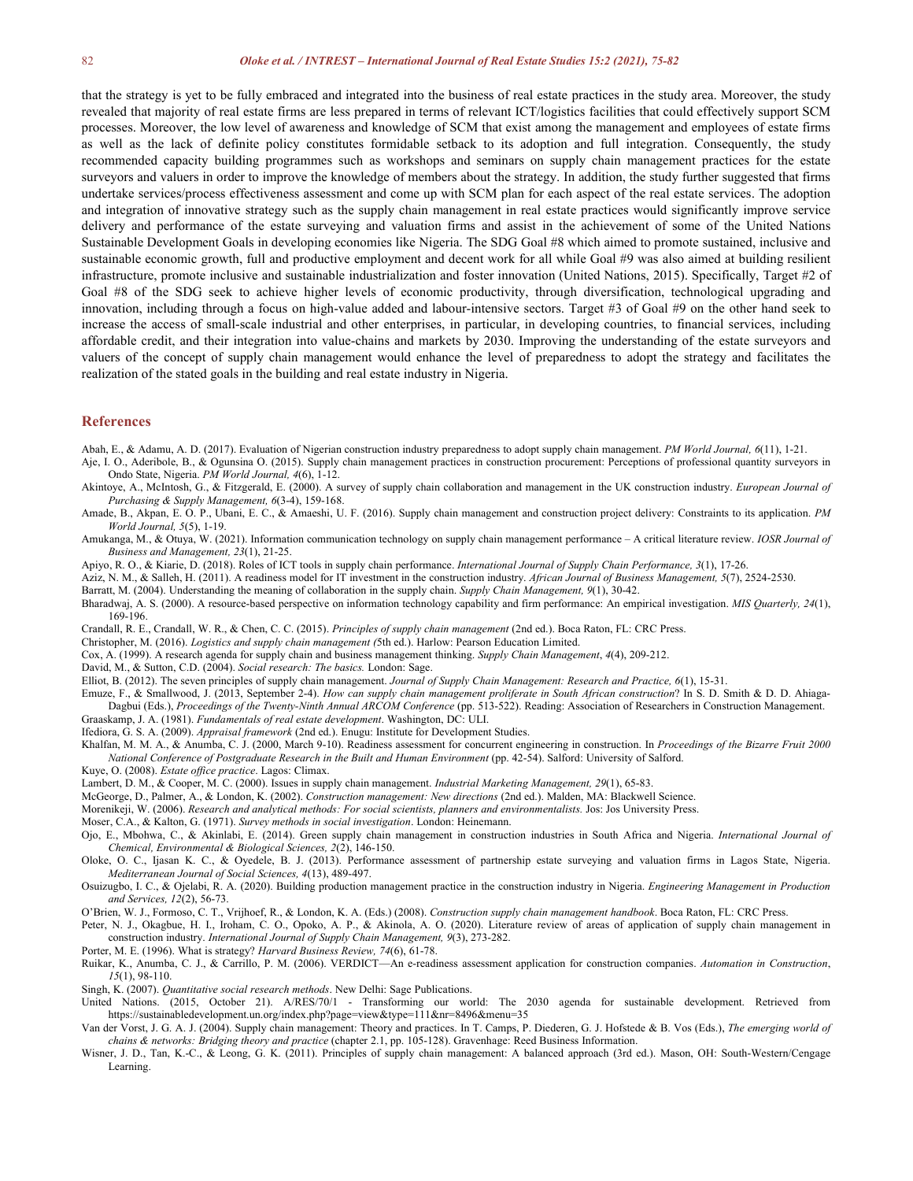that the strategy is yet to be fully embraced and integrated into the business of real estate practices in the study area. Moreover, the study revealed that majority of real estate firms are less prepared in terms of relevant ICT/logistics facilities that could effectively support SCM processes. Moreover, the low level of awareness and knowledge of SCM that exist among the management and employees of estate firms as well as the lack of definite policy constitutes formidable setback to its adoption and full integration. Consequently, the study recommended capacity building programmes such as workshops and seminars on supply chain management practices for the estate surveyors and valuers in order to improve the knowledge of members about the strategy. In addition, the study further suggested that firms undertake services/process effectiveness assessment and come up with SCM plan for each aspect of the real estate services. The adoption and integration of innovative strategy such as the supply chain management in real estate practices would significantly improve service delivery and performance of the estate surveying and valuation firms and assist in the achievement of some of the United Nations Sustainable Development Goals in developing economies like Nigeria. The SDG Goal #8 which aimed to promote sustained, inclusive and sustainable economic growth, full and productive employment and decent work for all while Goal #9 was also aimed at building resilient infrastructure, promote inclusive and sustainable industrialization and foster innovation (United Nations, 2015). Specifically, Target #2 of Goal #8 of the SDG seek to achieve higher levels of economic productivity, through diversification, technological upgrading and innovation, including through a focus on high-value added and labour-intensive sectors. Target #3 of Goal #9 on the other hand seek to increase the access of small-scale industrial and other enterprises, in particular, in developing countries, to financial services, including affordable credit, and their integration into value-chains and markets by 2030. Improving the understanding of the estate surveyors and valuers of the concept of supply chain management would enhance the level of preparedness to adopt the strategy and facilitates the realization of the stated goals in the building and real estate industry in Nigeria.

## References

Abah, E., & Adamu, A. D. (2017). Evaluation of Nigerian construction industry preparedness to adopt supply chain management. *PM World Journal, 6*(11), 1-21.

Aje, I. O., Aderibole, B., & Ogunsina O. (2015). Supply chain management practices in construction procurement: Perceptions of professional quantity surveyors in Ondo State, Nigeria. *PM World Journal, 4*(6), 1-12.

Akintoye, A., McIntosh, G., & Fitzgerald, E. (2000). A survey of supply chain collaboration and management in the UK construction industry. *European Journal of Purchasing & Supply Management, 6*(3-4), 159-168.

Amade, B., Akpan, E. O. P., Ubani, E. C., & Amaeshi, U. F. (2016). Supply chain management and construction project delivery: Constraints to its application. *PM World Journal, 5*(5), 1-19.

Amukanga, M., & Otuya, W. (2021). Information communication technology on supply chain management performance – A critical literature review. *IOSR Journal of Business and Management, 23*(1), 21-25.

Apiyo, R. O., & Kiarie, D. (2018). Roles of ICT tools in supply chain performance. *International Journal of Supply Chain Performance, 3*(1), 17-26.

Aziz, N. M., & Salleh, H. (2011). A readiness model for IT investment in the construction industry. *African Journal of Business Management, 5*(7), 2524-2530.

Barratt, M. (2004). Understanding the meaning of collaboration in the supply chain. *Supply Chain Management, 9*(1), 30-42.

Bharadwaj, A. S. (2000). A resource-based perspective on information technology capability and firm performance: An empirical investigation. *MIS Quarterly, 24*(1), 169-196.

Crandall, R. E., Crandall, W. R., & Chen, C. C. (2015). *Principles of supply chain management* (2nd ed.). Boca Raton, FL: CRC Press.

Christopher, M. (2016). *Logistics and supply chain management (*5th ed.). Harlow: Pearson Education Limited.

Cox, A. (1999). A research agenda for supply chain and business management thinking. *Supply Chain Management*, *4*(4), 209-212.

David, M., & Sutton, C.D. (2004). *Social research: The basics.* London: Sage.

Elliot, B. (2012). The seven principles of supply chain management. *Journal of Supply Chain Management: Research and Practice, 6*(1), 15-31.

Emuze, F., & Smallwood, J. (2013, September 2-4). *How can supply chain management proliferate in South African construction*? In S. D. Smith & D. D. Ahiaga-Dagbui (Eds.), *Proceedings of the Twenty-Ninth Annual ARCOM Conference* (pp. 513-522). Reading: Association of Researchers in Construction Management.

Graaskamp, J. A. (1981). *Fundamentals of real estate development*. Washington, DC: ULI.

Ifediora, G. S. A. (2009). *Appraisal framework* (2nd ed.). Enugu: Institute for Development Studies.

Khalfan, M. M. A., & Anumba, C. J. (2000, March 9-10). Readiness assessment for concurrent engineering in construction. In *Proceedings of the Bizarre Fruit 2000 National Conference of Postgraduate Research in the Built and Human Environment* (pp. 42-54). Salford: University of Salford.

Kuye, O. (2008). *Estate office practice*. Lagos: Climax.

Lambert, D. M., & Cooper, M. C. (2000). Issues in supply chain management. *Industrial Marketing Management, 29*(1), 65-83.

McGeorge, D., Palmer, A., & London, K. (2002). *Construction management: New directions* (2nd ed.). Malden, MA: Blackwell Science.

Morenikeji, W. (2006). *Research and analytical methods: For social scientists, planners and environmentalists.* Jos: Jos University Press.

Moser, C.A., & Kalton, G. (1971). *Survey methods in social investigation*. London: Heinemann.

Ojo, E., Mbohwa, C., & Akinlabi, E. (2014). Green supply chain management in construction industries in South Africa and Nigeria. *International Journal of Chemical, Environmental & Biological Sciences, 2*(2), 146-150.

Oloke, O. C., Ijasan K. C., & Oyedele, B. J. (2013). Performance assessment of partnership estate surveying and valuation firms in Lagos State, Nigeria. *Mediterranean Journal of Social Sciences, 4*(13), 489-497.

Osuizugbo, I. C., & Ojelabi, R. A. (2020). Building production management practice in the construction industry in Nigeria. *Engineering Management in Production and Services, 12*(2), 56-73.

O'Brien, W. J., Formoso, C. T., Vrijhoef, R., & London, K. A. (Eds.) (2008). *Construction supply chain management handbook*. Boca Raton, FL: CRC Press.

Peter, N. J., Okagbue, H. I., Iroham, C. O., Opoko, A. P., & Akinola, A. O. (2020). Literature review of areas of application of supply chain management in construction industry. *International Journal of Supply Chain Management, 9*(3), 273-282.

Porter, M. E. (1996). What is strategy? *Harvard Business Review, 74*(6), 61-78.

Ruikar, K., Anumba, C. J., & Carrillo, P. M. (2006). VERDICT—An e-readiness assessment application for construction companies. *Automation in Construction*, *15*(1), 98-110.

Singh, K. (2007). *Quantitative social research methods*. New Delhi: Sage Publications.

United Nations. (2015, October 21). A/RES/70/1 - Transforming our world: The 2030 agenda for sustainable development. Retrieved from https://sustainabledevelopment.un.org/index.php?page=view&type=111&nr=8496&menu=35

Van der Vorst, J. G. A. J. (2004). Supply chain management: Theory and practices. In T. Camps, P. Diederen, G. J. Hofstede & B. Vos (Eds.), *The emerging world of chains & networks: Bridging theory and practice* (chapter 2.1, pp. 105-128). Gravenhage: Reed Business Information.

Wisner, J. D., Tan, K.-C., & Leong, G. K. (2011). Principles of supply chain management: A balanced approach (3rd ed.). Mason, OH: South-Western/Cengage Learning.